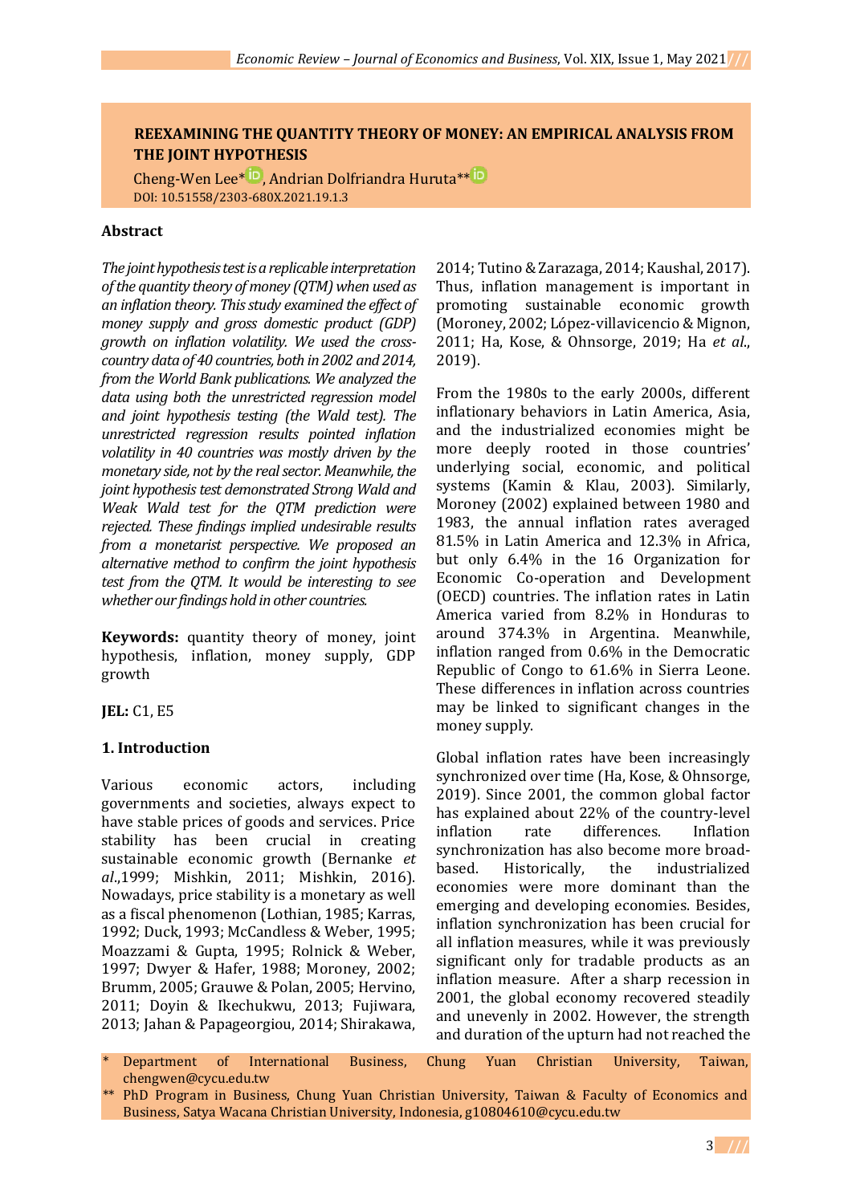# REEXAMINING THE QUANTITY THEORY OF MONEY: AN EMPIRICAL ANALYSIS FROM THE JOINT HYPOTHESIS

Cheng-Wen Lee*, Andrian Dolfriandra Huruta**

DOI: 10.51558/2303-680X.2021.19.1.3

## Abstract

*The joint hypothesis test is a replicable interpretation of the quantity theory of money (QTM) when used as an inflation theory. This study examined the effect of money supply and gross domestic product (GDP) growth on inflation volatility. We used the cross-country data of 40 countries, both in 2002 and 2014, from the World Bank publications. We analyzed the data using both the unrestricted regression model and joint hypothesis testing (the Wald test). The unrestricted regression results pointed inflation volatility in 40 countries was mostly driven by the monetary side, not by the real sector. Meanwhile, the joint hypothesis test demonstrated Strong Wald and Weak Wald test for the QTM prediction were rejected. These findings implied undesirable results from a monetarist perspective. We proposed an alternative method to confirm the joint hypothesis test from the QTM. It would be interesting to see whether our findings hold in other countries.*

**Keywords:** quantity theory of money, joint hypothesis, inflation, money supply, GDP growth

**JEL:** C1, E5

## 1. Introduction

Various economic actors, including governments and societies, always expect to have stable prices of goods and services. Price stability has been crucial in creating sustainable economic growth (Bernanke *et al*.,1999; Mishkin, 2011; Mishkin, 2016). Nowadays, price stability is a monetary as well as a fiscal phenomenon (Lothian, 1985; Karras, 1992; Duck, 1993; McCandless & Weber, 1995; Moazzami & Gupta, 1995; Rolnick & Weber, 1997; Dwyer & Hafer, 1988; Moroney, 2002; Brumm, 2005; Grauwe & Polan, 2005; Hervino, 2011; Doyin & Ikechukwu, 2013; Fujiwara, 2013; Jahan & Papageorgiou, 2014; Shirakawa, 2014; Tutino & Zarazaga, 2014; Kaushal, 2017). Thus, inflation management is important in promoting sustainable economic growth (Moroney, 2002; López-villavicencio & Mignon, 2011; Ha, Kose, & Ohnsorge, 2019; Ha *et al*., 2019).

From the 1980s to the early 2000s, different inflationary behaviors in Latin America, Asia, and the industrialized economies might be more deeply rooted in those countries' underlying social, economic, and political systems (Kamin & Klau, 2003). Similarly, Moroney (2002) explained between 1980 and 1983, the annual inflation rates averaged 81.5% in Latin America and 12.3% in Africa, but only 6.4% in the 16 Organization for Economic Co-operation and Development (OECD) countries. The inflation rates in Latin America varied from 8.2% in Honduras to around 374.3% in Argentina. Meanwhile, inflation ranged from 0.6% in the Democratic Republic of Congo to 61.6% in Sierra Leone. These differences in inflation across countries may be linked to significant changes in the money supply.

Global inflation rates have been increasingly synchronized over time (Ha, Kose, & Ohnsorge, 2019). Since 2001, the common global factor has explained about 22% of the country-level inflation rate differences. Inflation synchronization has also become more broad-based. Historically, the industrialized economies were more dominant than the emerging and developing economies. Besides, inflation synchronization has been crucial for all inflation measures, while it was previously significant only for tradable products as an inflation measure. After a sharp recession in 2001, the global economy recovered steadily and unevenly in 2002. However, the strength and duration of the upturn had not reached the

\* Department of International Business, Chung Yuan Christian University, Taiwan, chengwen@cycu.edu.tw

\** PhD Program in Business, Chung Yuan Christian University, Taiwan & Faculty of Economics and Business, Satya Wacana Christian University, Indonesia, g10804610@cycu.edu.tw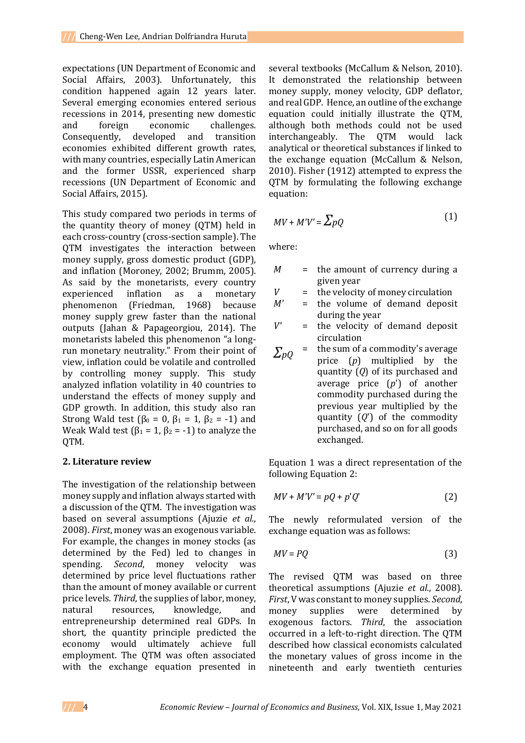expectations (UN Department of Economic and Social Affairs, 2003). Unfortunately, this condition happened again 12 years later. Several emerging economies entered serious recessions in 2014, presenting new domestic and foreign economic challenges. Consequently, developed and transition economies exhibited different growth rates, with many countries, especially Latin American and the former USSR, experienced sharp recessions (UN Department of Economic and Social Affairs, 2015).

This study compared two periods in terms of the quantity theory of money (QTM) held in each cross-country (cross-section sample). The QTM investigates the interaction between money supply, gross domestic product (GDP), and inflation (Moroney, 2002; Brumm, 2005). As said by the monetarists, every country experienced inflation as a monetary phenomenon (Friedman, 1968) because money supply grew faster than the national outputs (Jahan & Papageorgiou, 2014). The monetarists labeled this phenomenon "a long-run monetary neutrality." From their point of view, inflation could be volatile and controlled by controlling money supply. This study analyzed inflation volatility in 40 countries to understand the effects of money supply and GDP growth. In addition, this study also ran Strong Wald test ($\beta_0$ = 0, $\beta_1$ = 1, $\beta_2$ = -1) and Weak Wald test ($\beta_1$ = 1, $\beta_2$ = -1) to analyze the QTM.

## 2. Literature review

The investigation of the relationship between money supply and inflation always started with a discussion of the QTM. The investigation was based on several assumptions (Ajuzie *et al.*, 2008). *First*, money was an exogenous variable. For example, the changes in money stocks (as determined by the Fed) led to changes in spending. *Second*, money velocity was determined by price level fluctuations rather than the amount of money available or current price levels. *Third*, the supplies of labor, natural resources, knowledge, and entrepreneurship determined real GDPs. In short, the quantity principle predicted the economy would ultimately achieve full employment. The QTM was often associated with the exchange equation presented in several textbooks (McCallum & Nelson, 2010). It demonstrated the relationship between money supply, money velocity, GDP deflator, and real GDP. Hence, an outline of the exchange equation could initially illustrate the QTM, although both methods could not be used interchangeably. The QTM would lack analytical or theoretical substances if linked to the exchange equation (McCallum & Nelson, 2010). Fisher (1912) attempted to express the QTM by formulating the following exchange equation:

$$MV + M'V' = \sum pQ \tag{1}$$

where:

- $M$ = the amount of currency during a given year
- $V$ = the velocity of money circulation
- $M'$ = the volume of demand deposit during the year
- $V'$ = the velocity of demand deposit circulation
- $\sum pQ$ = the sum of a commodity's average price ($p$) multiplied by the quantity ($Q$) of its purchased and average price ($p'$) of another commodity purchased during the previous year multiplied by the quantity ($Q'$) of the commodity purchased, and so on for all goods exchanged.

Equation 1 was a direct representation of the following Equation 2:

$$MV + M'V' = pQ + p'Q' \tag{2}$$

The newly reformulated version of the exchange equation was as follows:

$$MV = PQ \tag{3}$$

The revised QTM was based on three theoretical assumptions (Ajuzie *et al.*, 2008). *First*, V was constant to money supplies. *Second*, money supplies were determined by exogenous factors. *Third*, the association occurred in a left-to-right direction. The QTM described how classical economists calculated the monetary values of gross income in the nineteenth and early twentieth centuries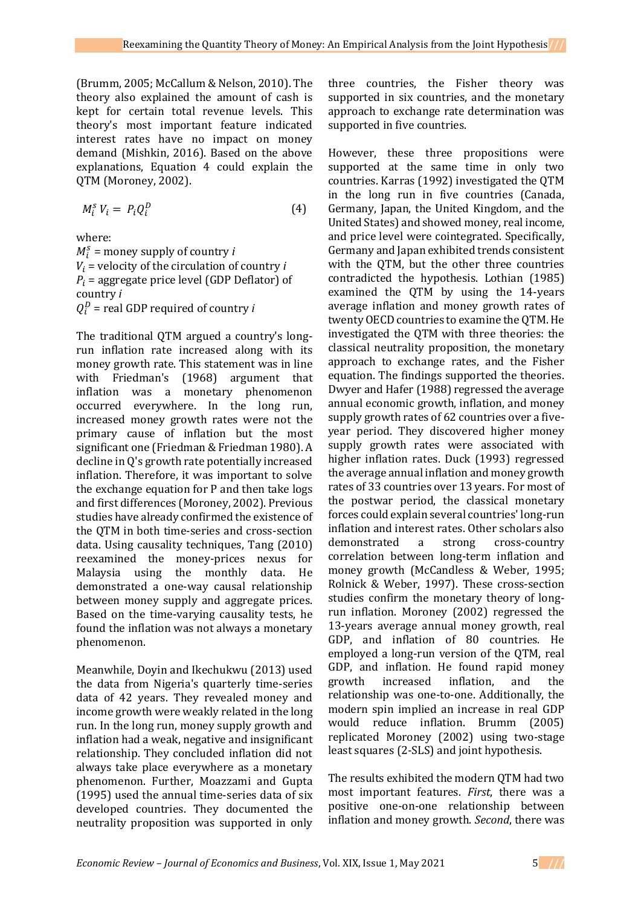(Brumm, 2005; McCallum & Nelson, 2010). The theory also explained the amount of cash is kept for certain total revenue levels. This theory's most important feature indicated interest rates have no impact on money demand (Mishkin, 2016). Based on the above explanations, Equation 4 could explain the QTM (Moroney, 2002).

$$M_i^s V_i = P_i Q_i^D \quad (4)$$

where:
$M_i^s$ = money supply of country *i*
$V_i$ = velocity of the circulation of country *i*
$P_i$ = aggregate price level (GDP Deflator) of country *i*
$Q_i^D$ = real GDP required of country *i*

The traditional QTM argued a country's long-run inflation rate increased along with its money growth rate. This statement was in line with Friedman's (1968) argument that inflation was a monetary phenomenon occurred everywhere. In the long run, increased money growth rates were not the primary cause of inflation but the most significant one (Friedman & Friedman 1980). A decline in Q's growth rate potentially increased inflation. Therefore, it was important to solve the exchange equation for P and then take logs and first differences (Moroney, 2002). Previous studies have already confirmed the existence of the QTM in both time-series and cross-section data. Using causality techniques, Tang (2010) reexamined the money-prices nexus for Malaysia using the monthly data. He demonstrated a one-way causal relationship between money supply and aggregate prices. Based on the time-varying causality tests, he found the inflation was not always a monetary phenomenon.

Meanwhile, Doyin and Ikechukwu (2013) used the data from Nigeria's quarterly time-series data of 42 years. They revealed money and income growth were weakly related in the long run. In the long run, money supply growth and inflation had a weak, negative and insignificant relationship. They concluded inflation did not always take place everywhere as a monetary phenomenon. Further, Moazzami and Gupta (1995) used the annual time-series data of six developed countries. They documented the neutrality proposition was supported in only three countries, the Fisher theory was supported in six countries, and the monetary approach to exchange rate determination was supported in five countries.

However, these three propositions were supported at the same time in only two countries. Karras (1992) investigated the QTM in the long run in five countries (Canada, Germany, Japan, the United Kingdom, and the United States) and showed money, real income, and price level were cointegrated. Specifically, Germany and Japan exhibited trends consistent with the QTM, but the other three countries contradicted the hypothesis. Lothian (1985) examined the QTM by using the 14-years average inflation and money growth rates of twenty OECD countries to examine the QTM. He investigated the QTM with three theories: the classical neutrality proposition, the monetary approach to exchange rates, and the Fisher equation. The findings supported the theories. Dwyer and Hafer (1988) regressed the average annual economic growth, inflation, and money supply growth rates of 62 countries over a five-year period. They discovered higher money supply growth rates were associated with higher inflation rates. Duck (1993) regressed the average annual inflation and money growth rates of 33 countries over 13 years. For most of the postwar period, the classical monetary forces could explain several countries' long-run inflation and interest rates. Other scholars also demonstrated a strong cross-country correlation between long-term inflation and money growth (McCandless & Weber, 1995; Rolnick & Weber, 1997). These cross-section studies confirm the monetary theory of long-run inflation. Moroney (2002) regressed the 13-years average annual money growth, real GDP, and inflation of 80 countries. He employed a long-run version of the QTM, real GDP, and inflation. He found rapid money growth increased inflation, and the relationship was one-to-one. Additionally, the modern spin implied an increase in real GDP would reduce inflation. Brumm (2005) replicated Moroney (2002) using two-stage least squares (2-SLS) and joint hypothesis.

The results exhibited the modern QTM had two most important features. *First*, there was a positive one-on-one relationship between inflation and money growth. *Second*, there was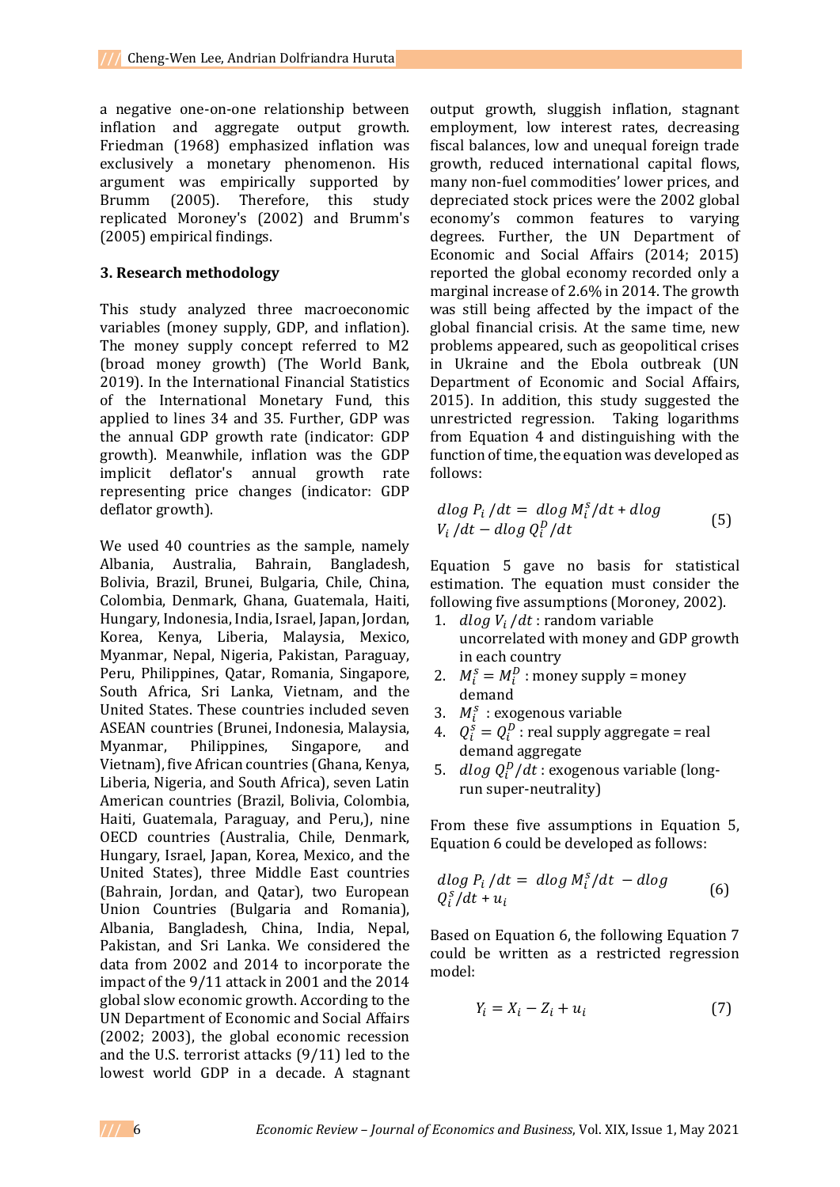a negative one-on-one relationship between inflation and aggregate output growth. Friedman (1968) emphasized inflation was exclusively a monetary phenomenon. His argument was empirically supported by Brumm (2005). Therefore, this study replicated Moroney's (2002) and Brumm's (2005) empirical findings.

## 3. Research methodology

This study analyzed three macroeconomic variables (money supply, GDP, and inflation). The money supply concept referred to M2 (broad money growth) (The World Bank, 2019). In the International Financial Statistics of the International Monetary Fund, this applied to lines 34 and 35. Further, GDP was the annual GDP growth rate (indicator: GDP growth). Meanwhile, inflation was the GDP implicit deflator's annual growth rate representing price changes (indicator: GDP deflator growth).

We used 40 countries as the sample, namely Albania, Australia, Bahrain, Bangladesh, Bolivia, Brazil, Brunei, Bulgaria, Chile, China, Colombia, Denmark, Ghana, Guatemala, Haiti, Hungary, Indonesia, India, Israel, Japan, Jordan, Korea, Kenya, Liberia, Malaysia, Mexico, Myanmar, Nepal, Nigeria, Pakistan, Paraguay, Peru, Philippines, Qatar, Romania, Singapore, South Africa, Sri Lanka, Vietnam, and the United States. These countries included seven ASEAN countries (Brunei, Indonesia, Malaysia, Myanmar, Philippines, Singapore, and Vietnam), five African countries (Ghana, Kenya, Liberia, Nigeria, and South Africa), seven Latin American countries (Brazil, Bolivia, Colombia, Haiti, Guatemala, Paraguay, and Peru,), nine OECD countries (Australia, Chile, Denmark, Hungary, Israel, Japan, Korea, Mexico, and the United States), three Middle East countries (Bahrain, Jordan, and Qatar), two European Union Countries (Bulgaria and Romania), Albania, Bangladesh, China, India, Nepal, Pakistan, and Sri Lanka. We considered the data from 2002 and 2014 to incorporate the impact of the 9/11 attack in 2001 and the 2014 global slow economic growth. According to the UN Department of Economic and Social Affairs (2002; 2003), the global economic recession and the U.S. terrorist attacks (9/11) led to the lowest world GDP in a decade. A stagnant output growth, sluggish inflation, stagnant employment, low interest rates, decreasing fiscal balances, low and unequal foreign trade growth, reduced international capital flows, many non-fuel commodities' lower prices, and depreciated stock prices were the 2002 global economy's common features to varying degrees. Further, the UN Department of Economic and Social Affairs (2014; 2015) reported the global economy recorded only a marginal increase of 2.6% in 2014. The growth was still being affected by the impact of the global financial crisis. At the same time, new problems appeared, such as geopolitical crises in Ukraine and the Ebola outbreak (UN Department of Economic and Social Affairs, 2015). In addition, this study suggested the unrestricted regression. Taking logarithms from Equation 4 and distinguishing with the function of time, the equation was developed as follows:

$$dlog\ P_i/dt = dlog\ M_i^s/dt + dlog\ V_i/dt - dlog\ Q_i^D/dt \tag{5}$$

Equation 5 gave no basis for statistical estimation. The equation must consider the following five assumptions (Moroney, 2002).

1. $dlog\ V_i/dt$ : random variable uncorrelated with money and GDP growth in each country
2. $M_i^s = M_i^D$ : money supply = money demand
3. $M_i^s$ : exogenous variable
4. $Q_i^s = Q_i^D$ : real supply aggregate = real demand aggregate
5. $dlog\ Q_i^D/dt$ : exogenous variable (long-run super-neutrality)

From these five assumptions in Equation 5, Equation 6 could be developed as follows:

$$dlog\ P_i/dt = dlog\ M_i^s/dt - dlog\ Q_i^s/dt + u_i \tag{6}$$

Based on Equation 6, the following Equation 7 could be written as a restricted regression model:

$$Y_i = X_i - Z_i + u_i \tag{7}$$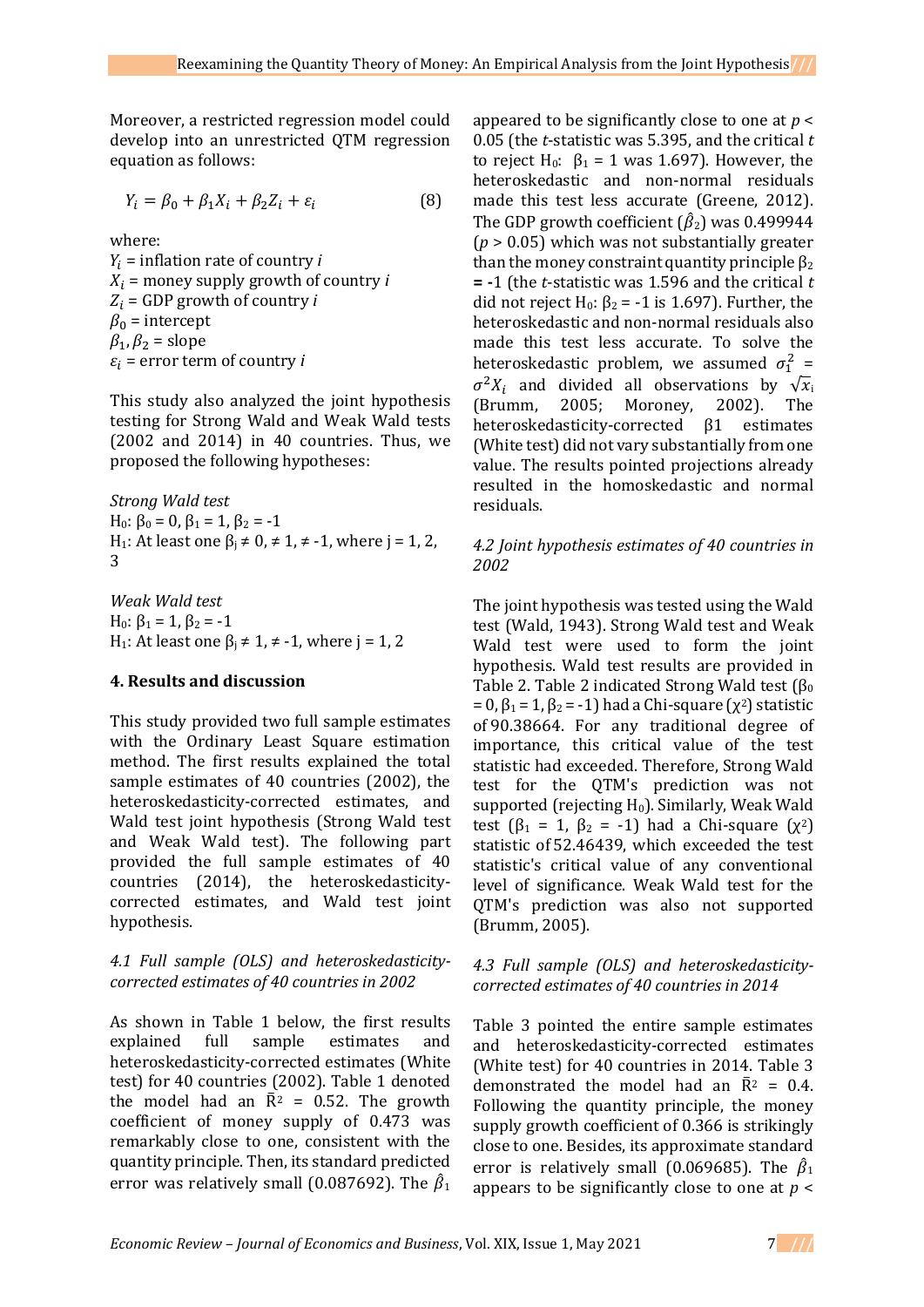Moreover, a restricted regression model could develop into an unrestricted QTM regression equation as follows:

$$Y_i = \beta_0 + \beta_1 X_i + \beta_2 Z_i + \varepsilon_i \qquad (8)$$

where:
$Y_i$ = inflation rate of country $i$
$X_i$ = money supply growth of country $i$
$Z_i$ = GDP growth of country $i$
$\beta_0$ = intercept
$\beta_1, \beta_2$ = slope
$\varepsilon_i$ = error term of country $i$

This study also analyzed the joint hypothesis testing for Strong Wald and Weak Wald tests (2002 and 2014) in 40 countries. Thus, we proposed the following hypotheses:

*Strong Wald test*
$H_0$: $\beta_0 = 0$, $\beta_1 = 1$, $\beta_2 = -1$
$H_1$: At least one $\beta_j \neq 0, \neq 1, \neq -1$, where j = 1, 2, 3

*Weak Wald test*
$H_0$: $\beta_1 = 1$, $\beta_2 = -1$
$H_1$: At least one $\beta_j \neq 1, \neq -1$, where j = 1, 2

## 4. Results and discussion

This study provided two full sample estimates with the Ordinary Least Square estimation method. The first results explained the total sample estimates of 40 countries (2002), the heteroskedasticity-corrected estimates, and Wald test joint hypothesis (Strong Wald test and Weak Wald test). The following part provided the full sample estimates of 40 countries (2014), the heteroskedasticity-corrected estimates, and Wald test joint hypothesis.

### *4.1 Full sample (OLS) and heteroskedasticity-corrected estimates of 40 countries in 2002*

As shown in Table 1 below, the first results explained full sample estimates and heteroskedasticity-corrected estimates (White test) for 40 countries (2002). Table 1 denoted the model had an $\bar{R}^2$ = 0.52. The growth coefficient of money supply of 0.473 was remarkably close to one, consistent with the quantity principle. Then, its standard predicted error was relatively small (0.087692). The $\hat{\beta}_1$ appeared to be significantly close to one at $p < 0.05$ (the $t$-statistic was 5.395, and the critical $t$ to reject $H_0$: $\beta_1 = 1$ was 1.697). However, the heteroskedastic and non-normal residuals made this test less accurate (Greene, 2012). The GDP growth coefficient ($\hat{\beta}_2$) was 0.499944 ($p > 0.05$) which was not substantially greater than the money constraint quantity principle $\beta_2$ **=** -1 (the $t$-statistic was 1.596 and the critical $t$ did not reject $H_0$: $\beta_2 = -1$ is 1.697). Further, the heteroskedastic and non-normal residuals also made this test less accurate. To solve the heteroskedastic problem, we assumed $\sigma_1^2 = \sigma^2 X_i$ and divided all observations by $\sqrt{x_i}$ (Brumm, 2005; Moroney, 2002). The heteroskedasticity-corrected β1 estimates (White test) did not vary substantially from one value. The results pointed projections already resulted in the homoskedastic and normal residuals.

### *4.2 Joint hypothesis estimates of 40 countries in 2002*

The joint hypothesis was tested using the Wald test (Wald, 1943). Strong Wald test and Weak Wald test were used to form the joint hypothesis. Wald test results are provided in Table 2. Table 2 indicated Strong Wald test ($\beta_0 = 0$, $\beta_1 = 1$, $\beta_2 = -1$) had a Chi-square ($\chi^2$) statistic of 90.38664. For any traditional degree of importance, this critical value of the test statistic had exceeded. Therefore, Strong Wald test for the QTM's prediction was not supported (rejecting $H_0$). Similarly, Weak Wald test ($\beta_1 = 1$, $\beta_2 = -1$) had a Chi-square ($\chi^2$) statistic of 52.46439, which exceeded the test statistic's critical value of any conventional level of significance. Weak Wald test for the QTM's prediction was also not supported (Brumm, 2005).

### *4.3 Full sample (OLS) and heteroskedasticity-corrected estimates of 40 countries in 2014*

Table 3 pointed the entire sample estimates and heteroskedasticity-corrected estimates (White test) for 40 countries in 2014. Table 3 demonstrated the model had an $\bar{R}^2$ = 0.4. Following the quantity principle, the money supply growth coefficient of 0.366 is strikingly close to one. Besides, its approximate standard error is relatively small (0.069685). The $\hat{\beta}_1$ appears to be significantly close to one at $p <$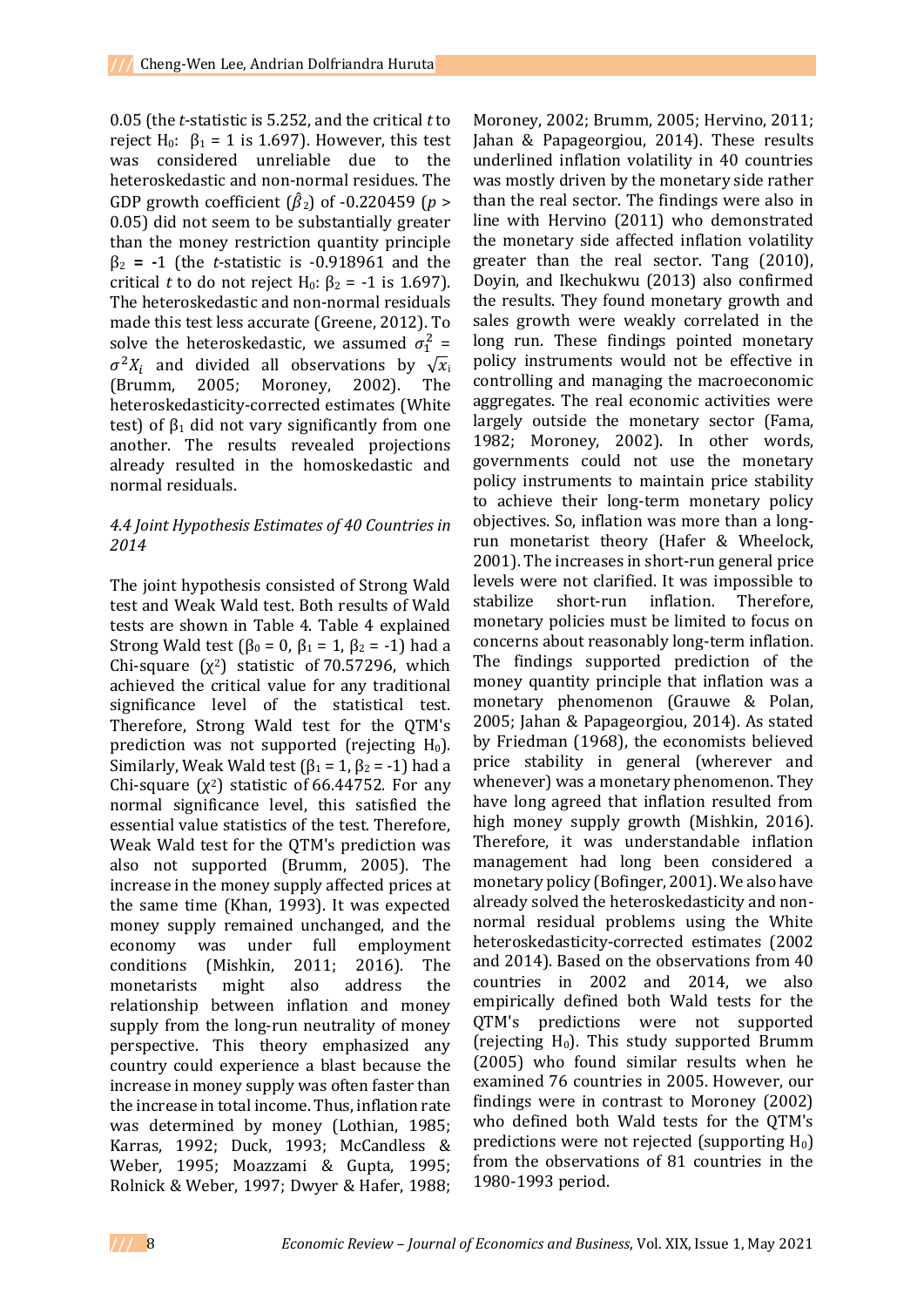0.05 (the *t*-statistic is 5.252, and the critical *t* to reject $H_0$: $\beta_1 = 1$ is 1.697). However, this test was considered unreliable due to the heteroskedastic and non-normal residues. The GDP growth coefficient ($\hat{\beta}_2$) of -0.220459 ($p > 0.05$) did not seem to be substantially greater than the money restriction quantity principle $\beta_2 = -1$ (the *t*-statistic is -0.918961 and the critical *t* to do not reject $H_0$: $\beta_2 = -1$ is 1.697). The heteroskedastic and non-normal residuals made this test less accurate (Greene, 2012). To solve the heteroskedastic, we assumed $\sigma_1^2 = \sigma^2 X_i$ and divided all observations by $\sqrt{x_i}$ (Brumm, 2005; Moroney, 2002). The heteroskedasticity-corrected estimates (White test) of $\beta_1$ did not vary significantly from one another. The results revealed projections already resulted in the homoskedastic and normal residuals.

### *4.4 Joint Hypothesis Estimates of 40 Countries in 2014*

The joint hypothesis consisted of Strong Wald test and Weak Wald test. Both results of Wald tests are shown in Table 4. Table 4 explained Strong Wald test ($\beta_0 = 0$, $\beta_1 = 1$, $\beta_2 = -1$) had a Chi-square ($\chi^2$) statistic of 70.57296, which achieved the critical value for any traditional significance level of the statistical test. Therefore, Strong Wald test for the QTM's prediction was not supported (rejecting $H_0$). Similarly, Weak Wald test ($\beta_1 = 1$, $\beta_2 = -1$) had a Chi-square ($\chi^2$) statistic of 66.44752. For any normal significance level, this satisfied the essential value statistics of the test. Therefore, Weak Wald test for the QTM's prediction was also not supported (Brumm, 2005). The increase in the money supply affected prices at the same time (Khan, 1993). It was expected money supply remained unchanged, and the economy was under full employment conditions (Mishkin, 2011; 2016). The monetarists might also address the relationship between inflation and money supply from the long-run neutrality of money perspective. This theory emphasized any country could experience a blast because the increase in money supply was often faster than the increase in total income. Thus, inflation rate was determined by money (Lothian, 1985; Karras, 1992; Duck, 1993; McCandless & Weber, 1995; Moazzami & Gupta, 1995; Rolnick & Weber, 1997; Dwyer & Hafer, 1988; Moroney, 2002; Brumm, 2005; Hervino, 2011; Jahan & Papageorgiou, 2014). These results underlined inflation volatility in 40 countries was mostly driven by the monetary side rather than the real sector. The findings were also in line with Hervino (2011) who demonstrated the monetary side affected inflation volatility greater than the real sector. Tang (2010), Doyin, and Ikechukwu (2013) also confirmed the results. They found monetary growth and sales growth were weakly correlated in the long run. These findings pointed monetary policy instruments would not be effective in controlling and managing the macroeconomic aggregates. The real economic activities were largely outside the monetary sector (Fama, 1982; Moroney, 2002). In other words, governments could not use the monetary policy instruments to maintain price stability to achieve their long-term monetary policy objectives. So, inflation was more than a long-run monetarist theory (Hafer & Wheelock, 2001). The increases in short-run general price levels were not clarified. It was impossible to stabilize short-run inflation. Therefore, monetary policies must be limited to focus on concerns about reasonably long-term inflation. The findings supported prediction of the money quantity principle that inflation was a monetary phenomenon (Grauwe & Polan, 2005; Jahan & Papageorgiou, 2014). As stated by Friedman (1968), the economists believed price stability in general (wherever and whenever) was a monetary phenomenon. They have long agreed that inflation resulted from high money supply growth (Mishkin, 2016). Therefore, it was understandable inflation management had long been considered a monetary policy (Bofinger, 2001). We also have already solved the heteroskedasticity and non-normal residual problems using the White heteroskedasticity-corrected estimates (2002 and 2014). Based on the observations from 40 countries in 2002 and 2014, we also empirically defined both Wald tests for the QTM's predictions were not supported (rejecting $H_0$). This study supported Brumm (2005) who found similar results when he examined 76 countries in 2005. However, our findings were in contrast to Moroney (2002) who defined both Wald tests for the QTM's predictions were not rejected (supporting $H_0$) from the observations of 81 countries in the 1980-1993 period.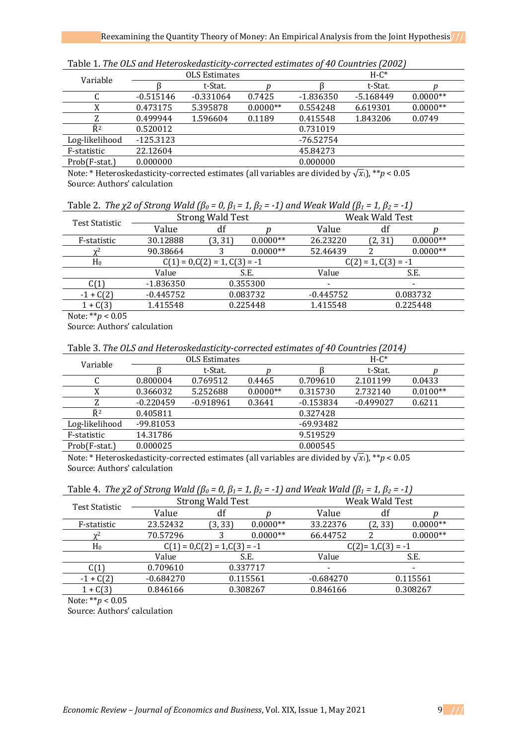Table 1. *The OLS and Heteroskedasticity-corrected estimates of 40 Countries (2002)*

| Variable | OLS Estimates | | | H-C* | | |
|---|---|---|---|---|---|---|
| | β | t-Stat. | *p* | β | t-Stat. | *p* |
| C | -0.515146 | -0.331064 | 0.7425 | -1.836350 | -5.168449 | 0.0000** |
| X | 0.473175 | 5.395878 | 0.0000** | 0.554248 | 6.619301 | 0.0000** |
| Z | 0.499944 | 1.596604 | 0.1189 | 0.415548 | 1.843206 | 0.0749 |
| $\bar{R}^2$ | 0.520012 | | | 0.731019 | | |
| Log-likelihood | -125.3123 | | | -76.52754 | | |
| F-statistic | 22.12604 | | | 45.84273 | | |
| Prob(F-stat.) | 0.000000 | | | 0.000000 | | |

Note: * Heteroskedasticity-corrected estimates (all variables are divided by $\sqrt{x_i}$), \*\**p* < 0.05
Source: Authors' calculation

Table 2. *The χ2 of Strong Wald ($\beta_0 = 0$, $\beta_1 = 1$, $\beta_2 = -1$) and Weak Wald ($\beta_1 = 1$, $\beta_2 = -1$)*

| Test Statistic | Strong Wald Test | | | Weak Wald Test | | |
|---|---|---|---|---|---|---|
| | Value | df | *p* | Value | df | *p* |
| F-statistic | 30.12888 | (3, 31) | 0.0000** | 26.23220 | (2, 31) | 0.0000** |
| $\chi^2$ | 90.38664 | 3 | 0.0000** | 52.46439 | 2 | 0.0000** |
| $H_0$ | C(1) = 0,C(2) = 1, C(3) = -1 | | | C(2) = 1, C(3) = -1 | | |
| | Value | S.E. | | Value | S.E. | |
| C(1) | -1.836350 | 0.355300 | | - | - | |
| -1 + C(2) | -0.445752 | 0.083732 | | -0.445752 | 0.083732 | |
| 1 + C(3) | 1.415548 | 0.225448 | | 1.415548 | 0.225448 | |

Note: \*\**p* < 0.05
Source: Authors' calculation

Table 3. *The OLS and Heteroskedasticity-corrected estimates of 40 Countries (2014)*

| Variable | OLS Estimates | | | H-C* | | |
|---|---|---|---|---|---|---|
| | β | t-Stat. | *p* | β | t-Stat. | *p* |
| C | 0.800004 | 0.769512 | 0.4465 | 0.709610 | 2.101199 | 0.0433 |
| X | 0.366032 | 5.252688 | 0.0000** | 0.315730 | 2.732140 | 0.0100** |
| Z | -0.220459 | -0.918961 | 0.3641 | -0.153834 | -0.499027 | 0.6211 |
| $\bar{R}^2$ | 0.405811 | | | 0.327428 | | |
| Log-likelihood | -99.81053 | | | -69.93482 | | |
| F-statistic | 14.31786 | | | 9.519529 | | |
| Prob(F-stat.) | 0.000025 | | | 0.000545 | | |

Note: * Heteroskedasticity-corrected estimates (all variables are divided by $\sqrt{x_i}$), \*\**p* < 0.05
Source: Authors' calculation

Table 4. *The χ2 of Strong Wald ($\beta_0 = 0$, $\beta_1 = 1$, $\beta_2 = -1$) and Weak Wald ($\beta_1 = 1$, $\beta_2 = -1$)*

| Test Statistic | Strong Wald Test | | | Weak Wald Test | | |
|---|---|---|---|---|---|---|
| | Value | df | *p* | Value | df | *p* |
| F-statistic | 23.52432 | (3, 33) | 0.0000** | 33.22376 | (2, 33) | 0.0000** |
| $\chi^2$ | 70.57296 | 3 | 0.0000** | 66.44752 | 2 | 0.0000** |
| $H_0$ | C(1) = 0,C(2) = 1,C(3) = -1 | | | C(2)= 1,C(3) = -1 | | |
| | Value | S.E. | | Value | S.E. | |
| C(1) | 0.709610 | 0.337717 | | - | - | |
| -1 + C(2) | -0.684270 | 0.115561 | | -0.684270 | 0.115561 | |
| 1 + C(3) | 0.846166 | 0.308267 | | 0.846166 | 0.308267 | |

Note: \*\**p* < 0.05
Source: Authors' calculation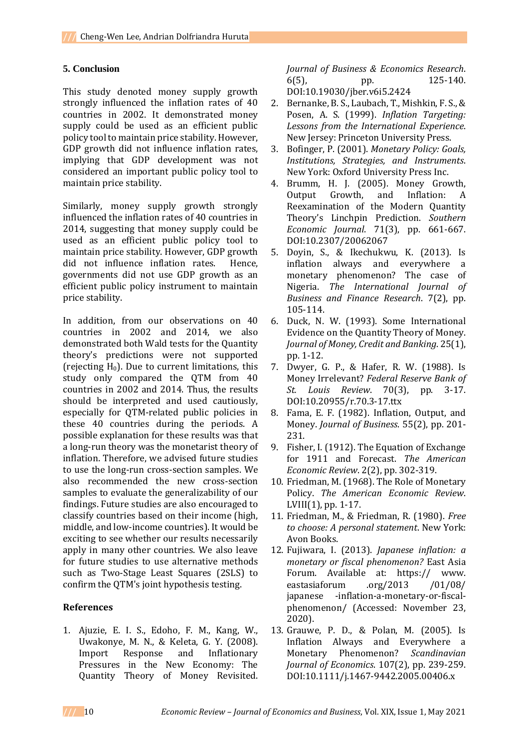## 5. Conclusion

This study denoted money supply growth strongly influenced the inflation rates of 40 countries in 2002. It demonstrated money supply could be used as an efficient public policy tool to maintain price stability. However, GDP growth did not influence inflation rates, implying that GDP development was not considered an important public policy tool to maintain price stability.

Similarly, money supply growth strongly influenced the inflation rates of 40 countries in 2014, suggesting that money supply could be used as an efficient public policy tool to maintain price stability. However, GDP growth did not influence inflation rates. Hence, governments did not use GDP growth as an efficient public policy instrument to maintain price stability.

In addition, from our observations on 40 countries in 2002 and 2014, we also demonstrated both Wald tests for the Quantity theory's predictions were not supported (rejecting $H_0$). Due to current limitations, this study only compared the QTM from 40 countries in 2002 and 2014. Thus, the results should be interpreted and used cautiously, especially for QTM-related public policies in these 40 countries during the periods. A possible explanation for these results was that a long-run theory was the monetarist theory of inflation. Therefore, we advised future studies to use the long-run cross-section samples. We also recommended the new cross-section samples to evaluate the generalizability of our findings. Future studies are also encouraged to classify countries based on their income (high, middle, and low-income countries). It would be exciting to see whether our results necessarily apply in many other countries. We also leave for future studies to use alternative methods such as Two-Stage Least Squares (2SLS) to confirm the QTM's joint hypothesis testing.

## References

1. Ajuzie, E. I. S., Edoho, F. M., Kang, W., Uwakonye, M. N., & Keleta, G. Y. (2008). Import Response and Inflationary Pressures in the New Economy: The Quantity Theory of Money Revisited. *Journal of Business & Economics Research*. 6(5), pp. 125-140. DOI:10.19030/jber.v6i5.2424
2. Bernanke, B. S., Laubach, T., Mishkin, F. S., & Posen, A. S. (1999). *Inflation Targeting: Lessons from the International Experience*. New Jersey: Princeton University Press.
3. Bofinger, P. (2001). *Monetary Policy: Goals, Institutions, Strategies, and Instruments*. New York: Oxford University Press Inc.
4. Brumm, H. J. (2005). Money Growth, Output Growth, and Inflation: A Reexamination of the Modern Quantity Theory's Linchpin Prediction. *Southern Economic Journal*. 71(3), pp. 661-667. DOI:10.2307/20062067
5. Doyin, S., & Ikechukwu, K. (2013). Is inflation always and everywhere a monetary phenomenon? The case of Nigeria. *The International Journal of Business and Finance Research*. 7(2), pp. 105-114.
6. Duck, N. W. (1993). Some International Evidence on the Quantity Theory of Money. *Journal of Money, Credit and Banking*. 25(1), pp. 1-12.
7. Dwyer, G. P., & Hafer, R. W. (1988). Is Money Irrelevant? *Federal Reserve Bank of St. Louis Review*. 70(3), pp. 3-17. DOI:10.20955/r.70.3-17.ttx
8. Fama, E. F. (1982). Inflation, Output, and Money. *Journal of Business*. 55(2), pp. 201-231.
9. Fisher, I. (1912). The Equation of Exchange for 1911 and Forecast. *The American Economic Review*. 2(2), pp. 302-319.
10. Friedman, M. (1968). The Role of Monetary Policy. *The American Economic Review*. LVIII(1), pp. 1-17.
11. Friedman, M., & Friedman, R. (1980). *Free to choose: A personal statement*. New York: Avon Books.
12. Fujiwara, I. (2013). *Japanese inflation: a monetary or fiscal phenomenon?* East Asia Forum. Available at: https://www.eastasiaforum.org/2013/01/08/japanese-inflation-a-monetary-or-fiscal-phenomenon/ (Accessed: November 23, 2020).
13. Grauwe, P. D., & Polan, M. (2005). Is Inflation Always and Everywhere a Monetary Phenomenon? *Scandinavian Journal of Economics*. 107(2), pp. 239-259. DOI:10.1111/j.1467-9442.2005.00406.x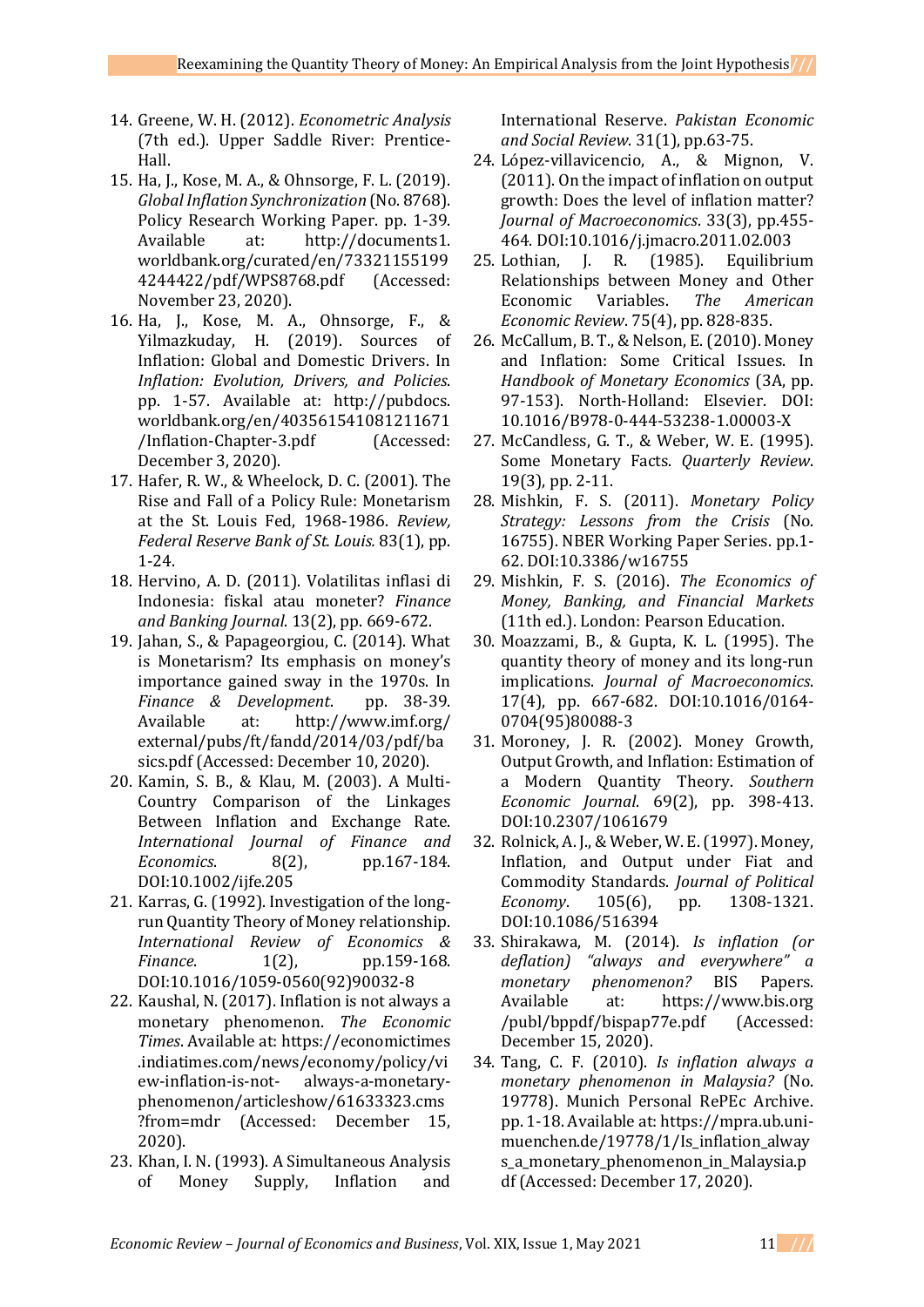14. Greene, W. H. (2012). *Econometric Analysis* (7th ed.). Upper Saddle River: Prentice-Hall.
15. Ha, J., Kose, M. A., & Ohnsorge, F. L. (2019). *Global Inflation Synchronization* (No. 8768). Policy Research Working Paper. pp. 1-39. Available at: http://documents1.worldbank.org/curated/en/733211551994244422/pdf/WPS8768.pdf (Accessed: November 23, 2020).
16. Ha, J., Kose, M. A., Ohnsorge, F., & Yilmazkuday, H. (2019). Sources of Inflation: Global and Domestic Drivers. In *Inflation: Evolution, Drivers, and Policies*. pp. 1-57. Available at: http://pubdocs.worldbank.org/en/403561541081211671/Inflation-Chapter-3.pdf (Accessed: December 3, 2020).
17. Hafer, R. W., & Wheelock, D. C. (2001). The Rise and Fall of a Policy Rule: Monetarism at the St. Louis Fed, 1968-1986. *Review, Federal Reserve Bank of St. Louis.* 83(1), pp. 1-24.
18. Hervino, A. D. (2011). Volatilitas inflasi di Indonesia: fiskal atau moneter? *Finance and Banking Journal*. 13(2), pp. 669-672.
19. Jahan, S., & Papageorgiou, C. (2014). What is Monetarism? Its emphasis on money's importance gained sway in the 1970s. In *Finance & Development*. pp. 38-39. Available at: http://www.imf.org/external/pubs/ft/fandd/2014/03/pdf/basics.pdf (Accessed: December 10, 2020).
20. Kamin, S. B., & Klau, M. (2003). A Multi-Country Comparison of the Linkages Between Inflation and Exchange Rate. *International Journal of Finance and Economics*. 8(2), pp.167-184. DOI:10.1002/ijfe.205
21. Karras, G. (1992). Investigation of the long-run Quantity Theory of Money relationship. *International Review of Economics & Finance*. 1(2), pp.159-168. DOI:10.1016/1059-0560(92)90032-8
22. Kaushal, N. (2017). Inflation is not always a monetary phenomenon. *The Economic Times*. Available at: https://economictimes.indiatimes.com/news/economy/policy/view-inflation-is-not- always-a-monetary-phenomenon/articleshow/61633323.cms?from=mdr (Accessed: December 15, 2020).
23. Khan, I. N. (1993). A Simultaneous Analysis of Money Supply, Inflation and International Reserve. *Pakistan Economic and Social Review*. 31(1), pp.63-75.
24. López-villavicencio, A., & Mignon, V. (2011). On the impact of inflation on output growth: Does the level of inflation matter? *Journal of Macroeconomics*. 33(3), pp.455-464. DOI:10.1016/j.jmacro.2011.02.003
25. Lothian, J. R. (1985). Equilibrium Relationships between Money and Other Economic Variables. *The American Economic Review*. 75(4), pp. 828-835.
26. McCallum, B. T., & Nelson, E. (2010). Money and Inflation: Some Critical Issues. In *Handbook of Monetary Economics* (3A, pp. 97-153). North-Holland: Elsevier. DOI: 10.1016/B978-0-444-53238-1.00003-X
27. McCandless, G. T., & Weber, W. E. (1995). Some Monetary Facts. *Quarterly Review*. 19(3), pp. 2-11.
28. Mishkin, F. S. (2011). *Monetary Policy Strategy: Lessons from the Crisis* (No. 16755). NBER Working Paper Series. pp.1-62. DOI:10.3386/w16755
29. Mishkin, F. S. (2016). *The Economics of Money, Banking, and Financial Markets* (11th ed.). London: Pearson Education.
30. Moazzami, B., & Gupta, K. L. (1995). The quantity theory of money and its long-run implications. *Journal of Macroeconomics*. 17(4), pp. 667-682. DOI:10.1016/0164-0704(95)80088-3
31. Moroney, J. R. (2002). Money Growth, Output Growth, and Inflation: Estimation of a Modern Quantity Theory. *Southern Economic Journal*. 69(2), pp. 398-413. DOI:10.2307/1061679
32. Rolnick, A. J., & Weber, W. E. (1997). Money, Inflation, and Output under Fiat and Commodity Standards. *Journal of Political Economy*. 105(6), pp. 1308-1321. DOI:10.1086/516394
33. Shirakawa, M. (2014). *Is inflation (or deflation) "always and everywhere" a monetary phenomenon?* BIS Papers. Available at: https://www.bis.org/publ/bppdf/bispap77e.pdf (Accessed: December 15, 2020).
34. Tang, C. F. (2010). *Is inflation always a monetary phenomenon in Malaysia?* (No. 19778). Munich Personal RePEc Archive. pp. 1-18. Available at: https://mpra.ub.uni-muenchen.de/19778/1/Is_inflation_always_a_monetary_phenomenon_in_Malaysia.pdf (Accessed: December 17, 2020).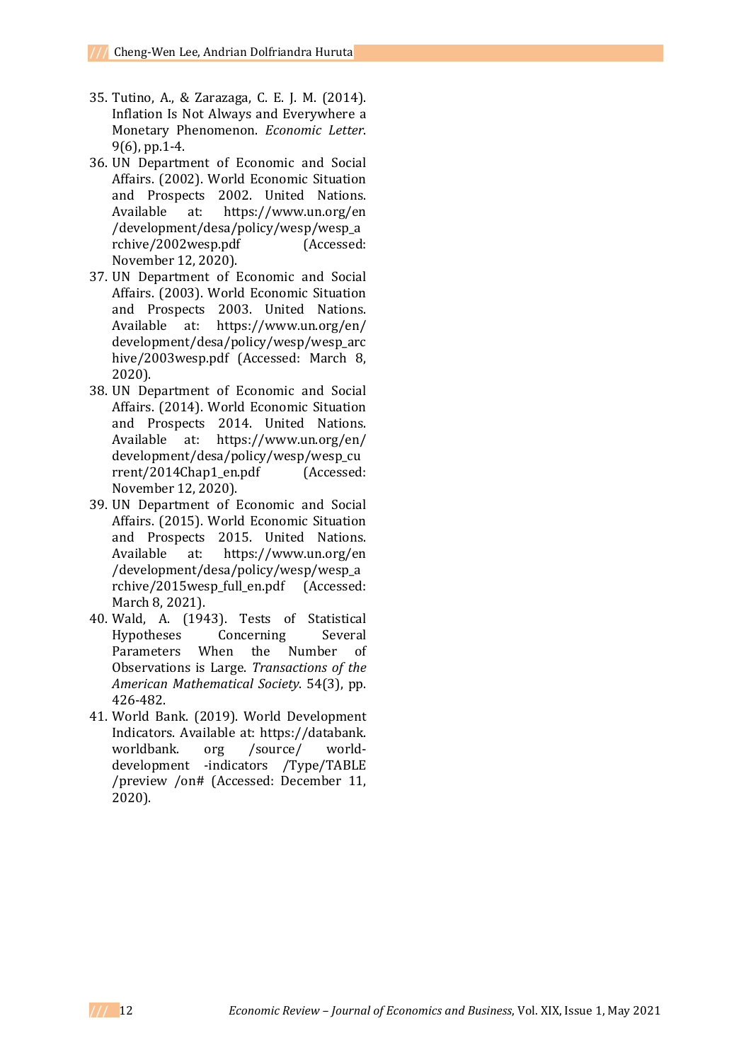35. Tutino, A., & Zarazaga, C. E. J. M. (2014). Inflation Is Not Always and Everywhere a Monetary Phenomenon. *Economic Letter*. 9(6), pp.1-4.
36. UN Department of Economic and Social Affairs. (2002). World Economic Situation and Prospects 2002. United Nations. Available at: https://www.un.org/en/development/desa/policy/wesp/wesp_archive/2002wesp.pdf (Accessed: November 12, 2020).
37. UN Department of Economic and Social Affairs. (2003). World Economic Situation and Prospects 2003. United Nations. Available at: https://www.un.org/en/development/desa/policy/wesp/wesp_archive/2003wesp.pdf (Accessed: March 8, 2020).
38. UN Department of Economic and Social Affairs. (2014). World Economic Situation and Prospects 2014. United Nations. Available at: https://www.un.org/en/development/desa/policy/wesp/wesp_current/2014Chap1_en.pdf (Accessed: November 12, 2020).
39. UN Department of Economic and Social Affairs. (2015). World Economic Situation and Prospects 2015. United Nations. Available at: https://www.un.org/en/development/desa/policy/wesp/wesp_archive/2015wesp_full_en.pdf (Accessed: March 8, 2021).
40. Wald, A. (1943). Tests of Statistical Hypotheses Concerning Several Parameters When the Number of Observations is Large. *Transactions of the American Mathematical Society*. 54(3), pp. 426-482.
41. World Bank. (2019). World Development Indicators. Available at: https://databank. worldbank. org /source/ world-development -indicators /Type/TABLE /preview /on# (Accessed: December 11, 2020).